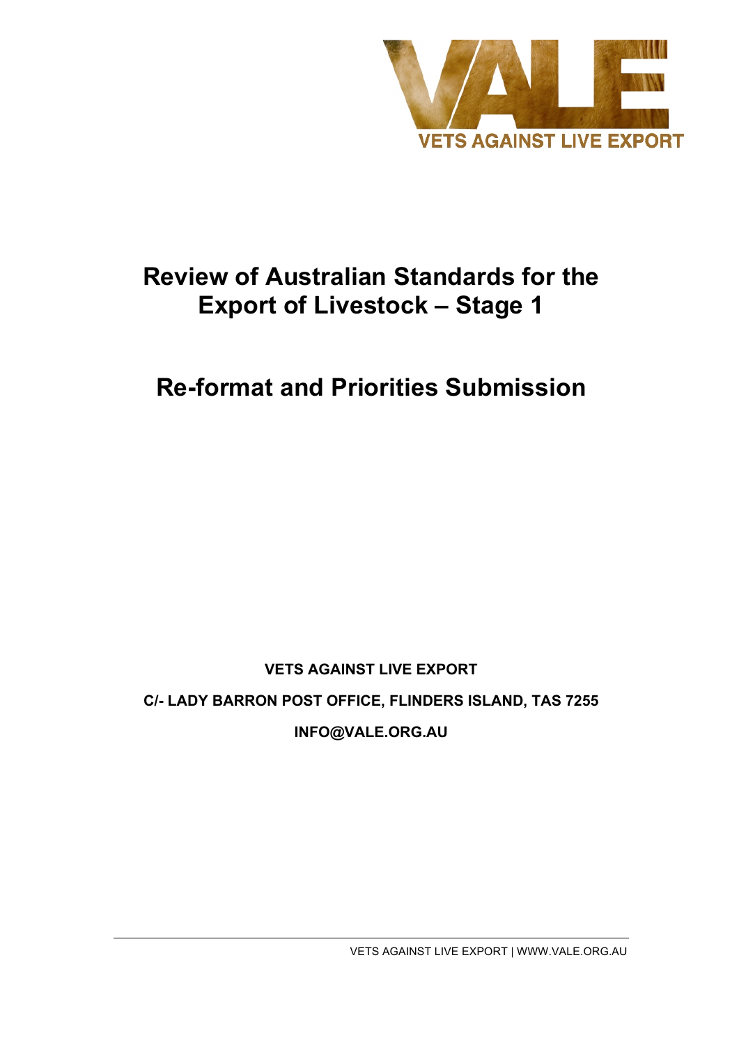VETS AGAINST LIVE EXPORT

# Review of Australian Standards for the Export of Livestock – Stage 1

# Re-format and Priorities Submission

**VETS AGAINST LIVE EXPORT**

**C/- LADY BARRON POST OFFICE, FLINDERS ISLAND, TAS 7255**

**INFO@VALE.ORG.AU**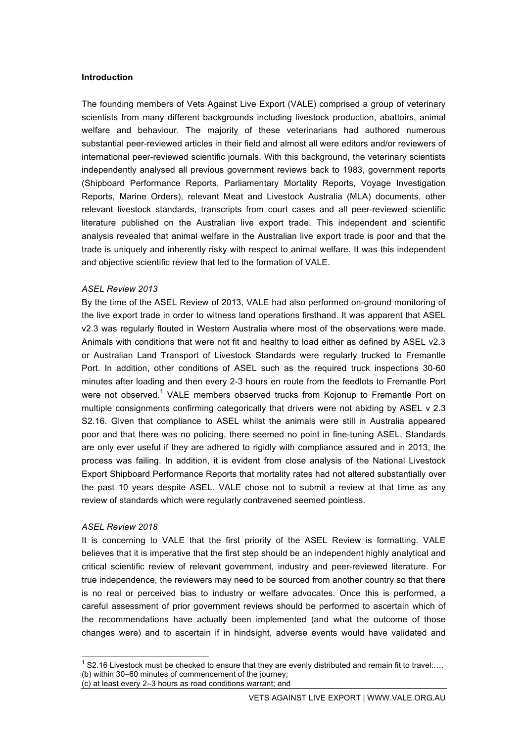**Introduction**

The founding members of Vets Against Live Export (VALE) comprised a group of veterinary scientists from many different backgrounds including livestock production, abattoirs, animal welfare and behaviour. The majority of these veterinarians had authored numerous substantial peer-reviewed articles in their field and almost all were editors and/or reviewers of international peer-reviewed scientific journals. With this background, the veterinary scientists independently analysed all previous government reviews back to 1983, government reports (Shipboard Performance Reports, Parliamentary Mortality Reports, Voyage Investigation Reports, Marine Orders), relevant Meat and Livestock Australia (MLA) documents, other relevant livestock standards, transcripts from court cases and all peer-reviewed scientific literature published on the Australian live export trade. This independent and scientific analysis revealed that animal welfare in the Australian live export trade is poor and that the trade is uniquely and inherently risky with respect to animal welfare. It was this independent and objective scientific review that led to the formation of VALE.

*ASEL Review 2013*

By the time of the ASEL Review of 2013, VALE had also performed on-ground monitoring of the live export trade in order to witness land operations firsthand. It was apparent that ASEL v2.3 was regularly flouted in Western Australia where most of the observations were made. Animals with conditions that were not fit and healthy to load either as defined by ASEL v2.3 or Australian Land Transport of Livestock Standards were regularly trucked to Fremantle Port. In addition, other conditions of ASEL such as the required truck inspections 30-60 minutes after loading and then every 2-3 hours en route from the feedlots to Fremantle Port were not observed.[1] VALE members observed trucks from Kojonup to Fremantle Port on multiple consignments confirming categorically that drivers were not abiding by ASEL v 2.3 S2.16. Given that compliance to ASEL whilst the animals were still in Australia appeared poor and that there was no policing, there seemed no point in fine-tuning ASEL. Standards are only ever useful if they are adhered to rigidly with compliance assured and in 2013, the process was failing. In addition, it is evident from close analysis of the National Livestock Export Shipboard Performance Reports that mortality rates had not altered substantially over the past 10 years despite ASEL. VALE chose not to submit a review at that time as any review of standards which were regularly contravened seemed pointless.

*ASEL Review 2018*

It is concerning to VALE that the first priority of the ASEL Review is formatting. VALE believes that it is imperative that the first step should be an independent highly analytical and critical scientific review of relevant government, industry and peer-reviewed literature. For true independence, the reviewers may need to be sourced from another country so that there is no real or perceived bias to industry or welfare advocates. Once this is performed, a careful assessment of prior government reviews should be performed to ascertain which of the recommendations have actually been implemented (and what the outcome of those changes were) and to ascertain if in hindsight, adverse events would have validated and

---

[1] S2.16 Livestock must be checked to ensure that they are evenly distributed and remain fit to travel:….
(b) within 30–60 minutes of commencement of the journey;
(c) at least every 2–3 hours as road conditions warrant; and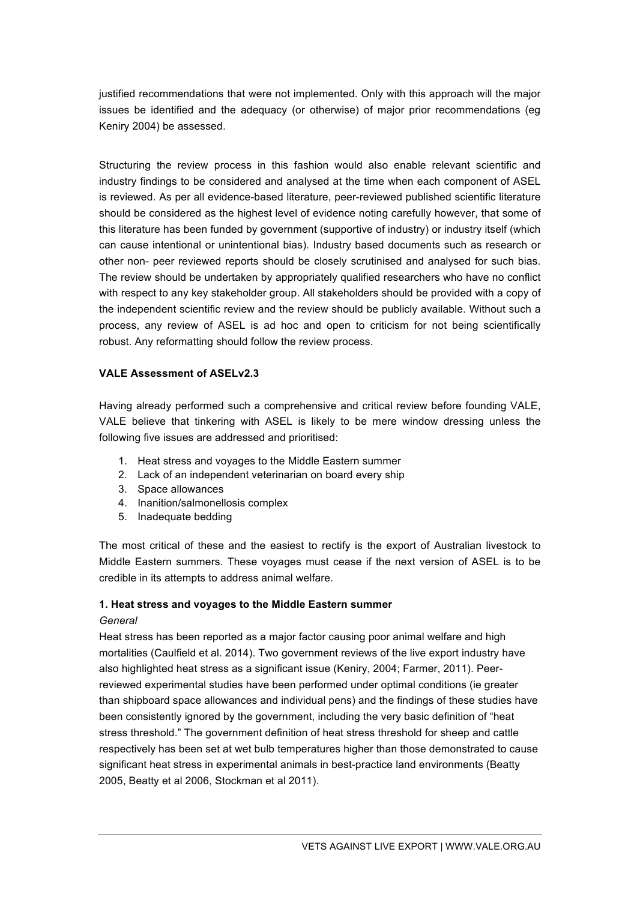justified recommendations that were not implemented. Only with this approach will the major issues be identified and the adequacy (or otherwise) of major prior recommendations (eg Keniry 2004) be assessed.

Structuring the review process in this fashion would also enable relevant scientific and industry findings to be considered and analysed at the time when each component of ASEL is reviewed. As per all evidence-based literature, peer-reviewed published scientific literature should be considered as the highest level of evidence noting carefully however, that some of this literature has been funded by government (supportive of industry) or industry itself (which can cause intentional or unintentional bias). Industry based documents such as research or other non- peer reviewed reports should be closely scrutinised and analysed for such bias. The review should be undertaken by appropriately qualified researchers who have no conflict with respect to any key stakeholder group. All stakeholders should be provided with a copy of the independent scientific review and the review should be publicly available. Without such a process, any review of ASEL is ad hoc and open to criticism for not being scientifically robust. Any reformatting should follow the review process.

**VALE Assessment of ASELv2.3**

Having already performed such a comprehensive and critical review before founding VALE, VALE believe that tinkering with ASEL is likely to be mere window dressing unless the following five issues are addressed and prioritised:

1. Heat stress and voyages to the Middle Eastern summer
2. Lack of an independent veterinarian on board every ship
3. Space allowances
4. Inanition/salmonellosis complex
5. Inadequate bedding

The most critical of these and the easiest to rectify is the export of Australian livestock to Middle Eastern summers. These voyages must cease if the next version of ASEL is to be credible in its attempts to address animal welfare.

**1. Heat stress and voyages to the Middle Eastern summer**

*General*

Heat stress has been reported as a major factor causing poor animal welfare and high mortalities (Caulfield et al. 2014). Two government reviews of the live export industry have also highlighted heat stress as a significant issue (Keniry, 2004; Farmer, 2011). Peer-reviewed experimental studies have been performed under optimal conditions (ie greater than shipboard space allowances and individual pens) and the findings of these studies have been consistently ignored by the government, including the very basic definition of "heat stress threshold." The government definition of heat stress threshold for sheep and cattle respectively has been set at wet bulb temperatures higher than those demonstrated to cause significant heat stress in experimental animals in best-practice land environments (Beatty 2005, Beatty et al 2006, Stockman et al 2011).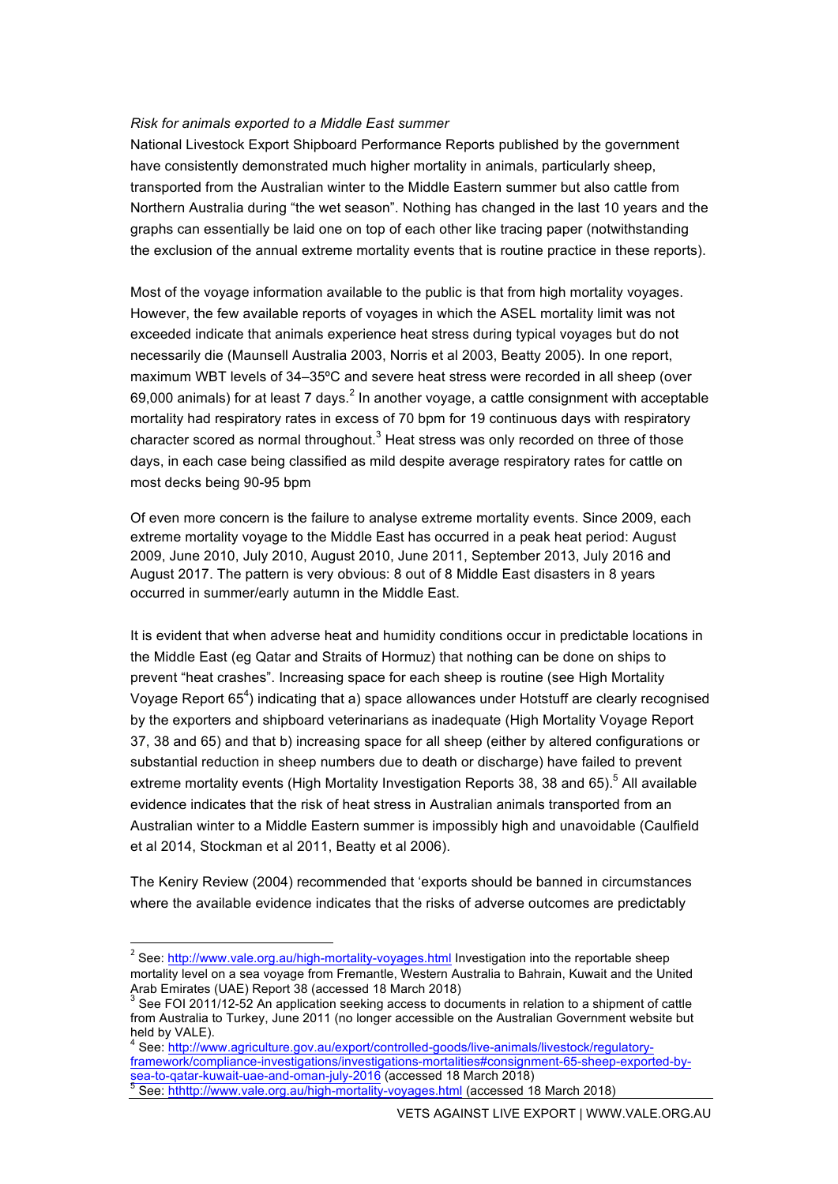*Risk for animals exported to a Middle East summer*

National Livestock Export Shipboard Performance Reports published by the government have consistently demonstrated much higher mortality in animals, particularly sheep, transported from the Australian winter to the Middle Eastern summer but also cattle from Northern Australia during "the wet season". Nothing has changed in the last 10 years and the graphs can essentially be laid one on top of each other like tracing paper (notwithstanding the exclusion of the annual extreme mortality events that is routine practice in these reports).

Most of the voyage information available to the public is that from high mortality voyages. However, the few available reports of voyages in which the ASEL mortality limit was not exceeded indicate that animals experience heat stress during typical voyages but do not necessarily die (Maunsell Australia 2003, Norris et al 2003, Beatty 2005). In one report, maximum WBT levels of 34–35ºC and severe heat stress were recorded in all sheep (over 69,000 animals) for at least 7 days.[2] In another voyage, a cattle consignment with acceptable mortality had respiratory rates in excess of 70 bpm for 19 continuous days with respiratory character scored as normal throughout.[3] Heat stress was only recorded on three of those days, in each case being classified as mild despite average respiratory rates for cattle on most decks being 90-95 bpm

Of even more concern is the failure to analyse extreme mortality events. Since 2009, each extreme mortality voyage to the Middle East has occurred in a peak heat period: August 2009, June 2010, July 2010, August 2010, June 2011, September 2013, July 2016 and August 2017. The pattern is very obvious: 8 out of 8 Middle East disasters in 8 years occurred in summer/early autumn in the Middle East.

It is evident that when adverse heat and humidity conditions occur in predictable locations in the Middle East (eg Qatar and Straits of Hormuz) that nothing can be done on ships to prevent "heat crashes". Increasing space for each sheep is routine (see High Mortality Voyage Report 65[4]) indicating that a) space allowances under Hotstuff are clearly recognised by the exporters and shipboard veterinarians as inadequate (High Mortality Voyage Report 37, 38 and 65) and that b) increasing space for all sheep (either by altered configurations or substantial reduction in sheep numbers due to death or discharge) have failed to prevent extreme mortality events (High Mortality Investigation Reports 38, 38 and 65).[5] All available evidence indicates that the risk of heat stress in Australian animals transported from an Australian winter to a Middle Eastern summer is impossibly high and unavoidable (Caulfield et al 2014, Stockman et al 2011, Beatty et al 2006).

The Keniry Review (2004) recommended that 'exports should be banned in circumstances where the available evidence indicates that the risks of adverse outcomes are predictably

---

[2] See: http://www.vale.org.au/high-mortality-voyages.html Investigation into the reportable sheep mortality level on a sea voyage from Fremantle, Western Australia to Bahrain, Kuwait and the United Arab Emirates (UAE) Report 38 (accessed 18 March 2018)

[3] See FOI 2011/12-52 An application seeking access to documents in relation to a shipment of cattle from Australia to Turkey, June 2011 (no longer accessible on the Australian Government website but held by VALE).

[4] See: http://www.agriculture.gov.au/export/controlled-goods/live-animals/livestock/regulatory-framework/compliance-investigations/investigations-mortalities#consignment-65-sheep-exported-by-sea-to-qatar-kuwait-uae-and-oman-july-2016 (accessed 18 March 2018)

[5] See: hthttp://www.vale.org.au/high-mortality-voyages.html (accessed 18 March 2018)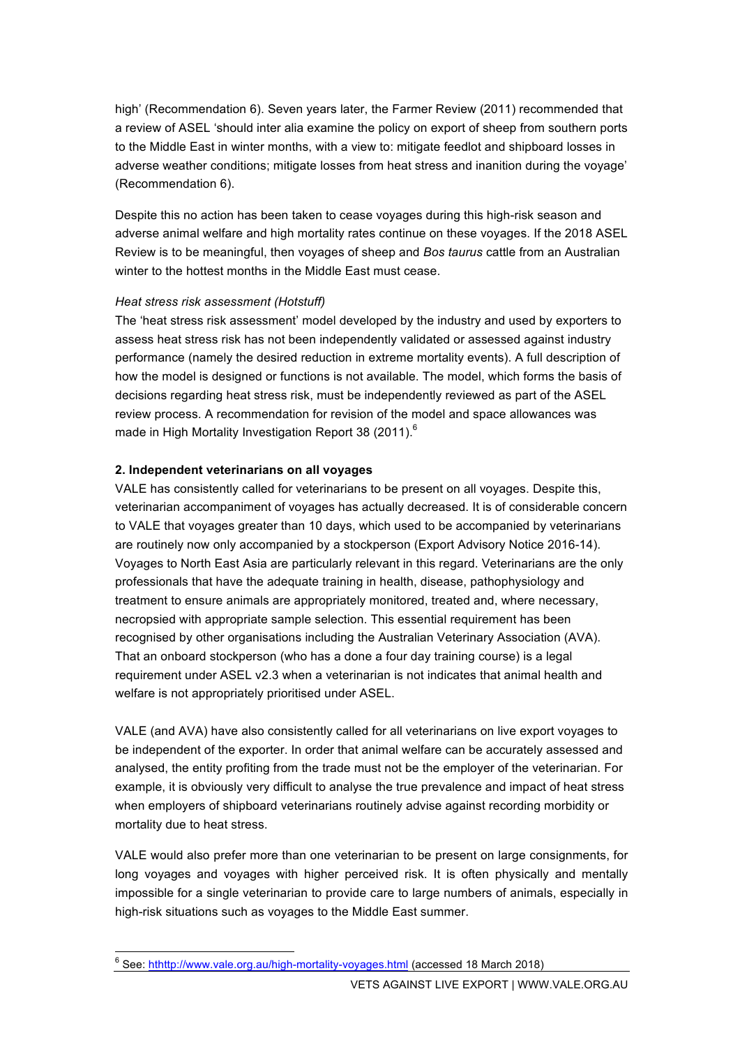high' (Recommendation 6). Seven years later, the Farmer Review (2011) recommended that a review of ASEL 'should inter alia examine the policy on export of sheep from southern ports to the Middle East in winter months, with a view to: mitigate feedlot and shipboard losses in adverse weather conditions; mitigate losses from heat stress and inanition during the voyage' (Recommendation 6).

Despite this no action has been taken to cease voyages during this high-risk season and adverse animal welfare and high mortality rates continue on these voyages. If the 2018 ASEL Review is to be meaningful, then voyages of sheep and *Bos taurus* cattle from an Australian winter to the hottest months in the Middle East must cease.

*Heat stress risk assessment (Hotstuff)*

The 'heat stress risk assessment' model developed by the industry and used by exporters to assess heat stress risk has not been independently validated or assessed against industry performance (namely the desired reduction in extreme mortality events). A full description of how the model is designed or functions is not available. The model, which forms the basis of decisions regarding heat stress risk, must be independently reviewed as part of the ASEL review process. A recommendation for revision of the model and space allowances was made in High Mortality Investigation Report 38 (2011).[6]

**2. Independent veterinarians on all voyages**

VALE has consistently called for veterinarians to be present on all voyages. Despite this, veterinarian accompaniment of voyages has actually decreased. It is of considerable concern to VALE that voyages greater than 10 days, which used to be accompanied by veterinarians are routinely now only accompanied by a stockperson (Export Advisory Notice 2016-14). Voyages to North East Asia are particularly relevant in this regard. Veterinarians are the only professionals that have the adequate training in health, disease, pathophysiology and treatment to ensure animals are appropriately monitored, treated and, where necessary, necropsied with appropriate sample selection. This essential requirement has been recognised by other organisations including the Australian Veterinary Association (AVA). That an onboard stockperson (who has a done a four day training course) is a legal requirement under ASEL v2.3 when a veterinarian is not indicates that animal health and welfare is not appropriately prioritised under ASEL.

VALE (and AVA) have also consistently called for all veterinarians on live export voyages to be independent of the exporter. In order that animal welfare can be accurately assessed and analysed, the entity profiting from the trade must not be the employer of the veterinarian. For example, it is obviously very difficult to analyse the true prevalence and impact of heat stress when employers of shipboard veterinarians routinely advise against recording morbidity or mortality due to heat stress.

VALE would also prefer more than one veterinarian to be present on large consignments, for long voyages and voyages with higher perceived risk. It is often physically and mentally impossible for a single veterinarian to provide care to large numbers of animals, especially in high-risk situations such as voyages to the Middle East summer.

[6] See: hthttp://www.vale.org.au/high-mortality-voyages.html (accessed 18 March 2018)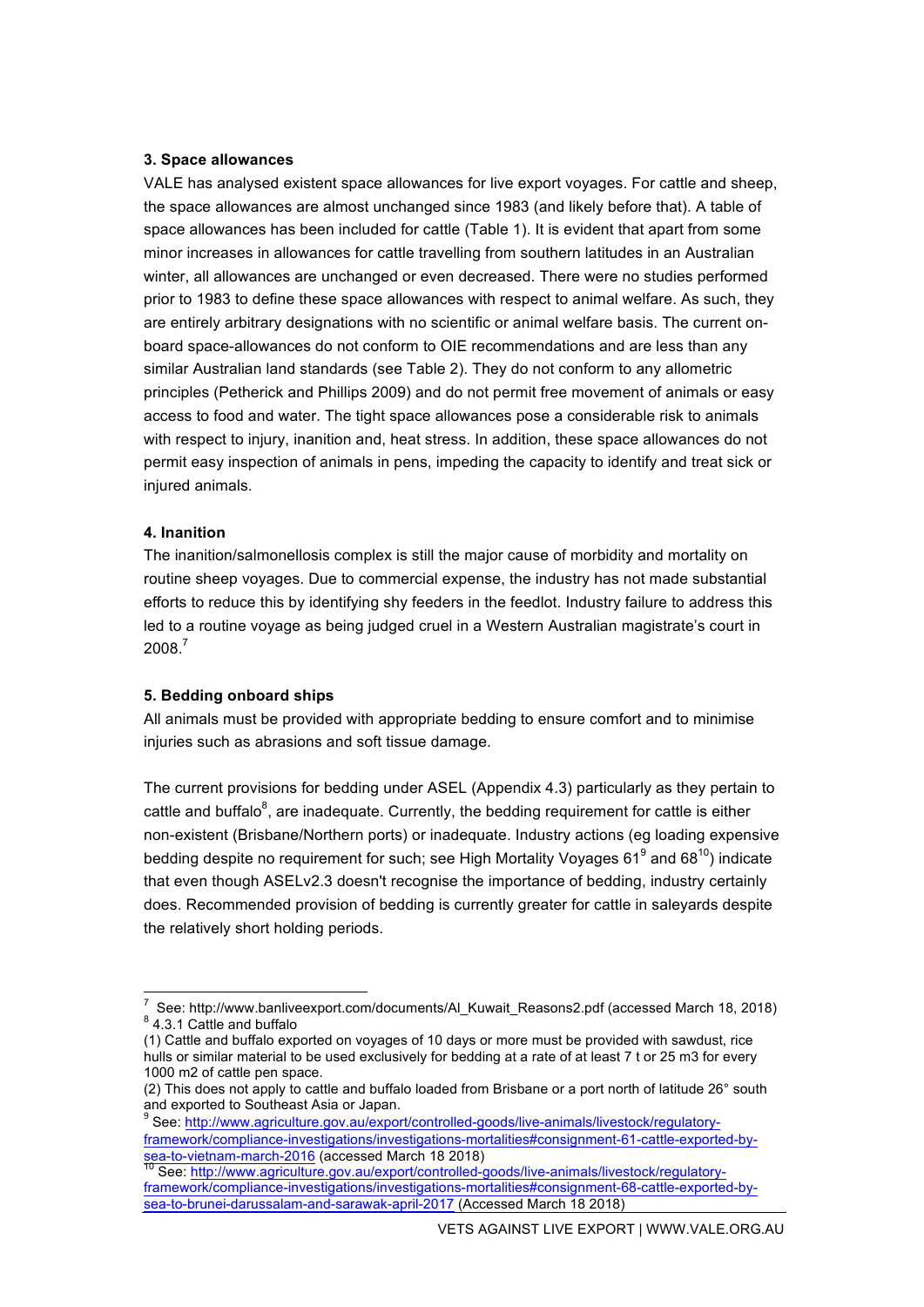**3. Space allowances**

VALE has analysed existent space allowances for live export voyages. For cattle and sheep, the space allowances are almost unchanged since 1983 (and likely before that). A table of space allowances has been included for cattle (Table 1). It is evident that apart from some minor increases in allowances for cattle travelling from southern latitudes in an Australian winter, all allowances are unchanged or even decreased. There were no studies performed prior to 1983 to define these space allowances with respect to animal welfare. As such, they are entirely arbitrary designations with no scientific or animal welfare basis. The current on-board space-allowances do not conform to OIE recommendations and are less than any similar Australian land standards (see Table 2). They do not conform to any allometric principles (Petherick and Phillips 2009) and do not permit free movement of animals or easy access to food and water. The tight space allowances pose a considerable risk to animals with respect to injury, inanition and, heat stress. In addition, these space allowances do not permit easy inspection of animals in pens, impeding the capacity to identify and treat sick or injured animals.

**4. Inanition**

The inanition/salmonellosis complex is still the major cause of morbidity and mortality on routine sheep voyages. Due to commercial expense, the industry has not made substantial efforts to reduce this by identifying shy feeders in the feedlot. Industry failure to address this led to a routine voyage as being judged cruel in a Western Australian magistrate's court in 2008.[7]

**5. Bedding onboard ships**

All animals must be provided with appropriate bedding to ensure comfort and to minimise injuries such as abrasions and soft tissue damage.

The current provisions for bedding under ASEL (Appendix 4.3) particularly as they pertain to cattle and buffalo[8], are inadequate. Currently, the bedding requirement for cattle is either non-existent (Brisbane/Northern ports) or inadequate. Industry actions (eg loading expensive bedding despite no requirement for such; see High Mortality Voyages 61[9] and 68[10]) indicate that even though ASELv2.3 doesn't recognise the importance of bedding, industry certainly does. Recommended provision of bedding is currently greater for cattle in saleyards despite the relatively short holding periods.

---

[7] See: http://www.banliveexport.com/documents/Al_Kuwait_Reasons2.pdf (accessed March 18, 2018)

[8] 4.3.1 Cattle and buffalo

(1) Cattle and buffalo exported on voyages of 10 days or more must be provided with sawdust, rice hulls or similar material to be used exclusively for bedding at a rate of at least 7 t or 25 m3 for every 1000 m2 of cattle pen space.

(2) This does not apply to cattle and buffalo loaded from Brisbane or a port north of latitude 26° south and exported to Southeast Asia or Japan.

[9] See: http://www.agriculture.gov.au/export/controlled-goods/live-animals/livestock/regulatory-framework/compliance-investigations/investigations-mortalities#consignment-61-cattle-exported-by-sea-to-vietnam-march-2016 (accessed March 18 2018)

[10] See: http://www.agriculture.gov.au/export/controlled-goods/live-animals/livestock/regulatory-framework/compliance-investigations/investigations-mortalities#consignment-68-cattle-exported-by-sea-to-brunei-darussalam-and-sarawak-april-2017 (Accessed March 18 2018)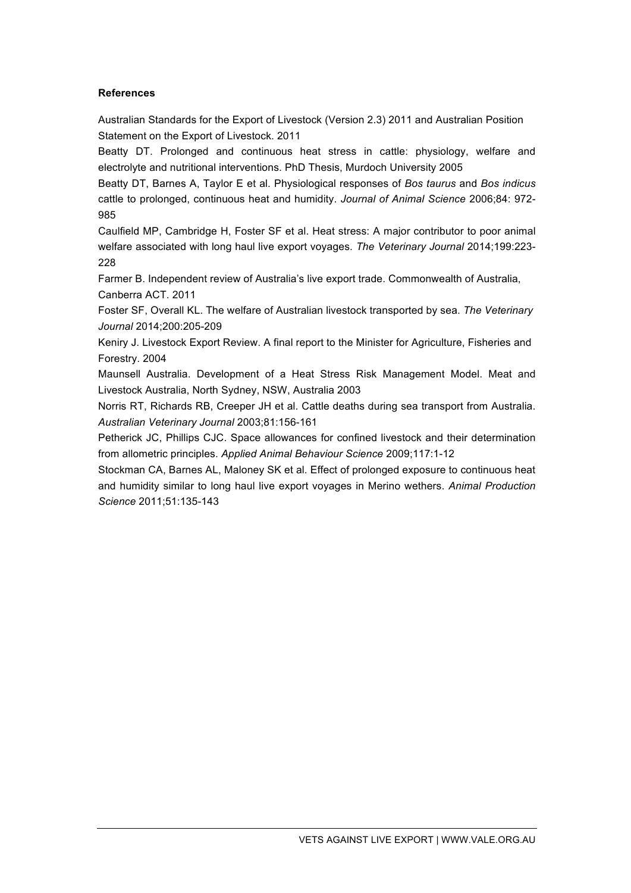**References**

Australian Standards for the Export of Livestock (Version 2.3) 2011 and Australian Position Statement on the Export of Livestock. 2011

Beatty DT. Prolonged and continuous heat stress in cattle: physiology, welfare and electrolyte and nutritional interventions. PhD Thesis, Murdoch University 2005

Beatty DT, Barnes A, Taylor E et al. Physiological responses of *Bos taurus* and *Bos indicus* cattle to prolonged, continuous heat and humidity. *Journal of Animal Science* 2006;84: 972-985

Caulfield MP, Cambridge H, Foster SF et al. Heat stress: A major contributor to poor animal welfare associated with long haul live export voyages. *The Veterinary Journal* 2014;199:223-228

Farmer B. Independent review of Australia's live export trade. Commonwealth of Australia, Canberra ACT. 2011

Foster SF, Overall KL. The welfare of Australian livestock transported by sea. *The Veterinary Journal* 2014;200:205-209

Keniry J. Livestock Export Review. A final report to the Minister for Agriculture, Fisheries and Forestry. 2004

Maunsell Australia. Development of a Heat Stress Risk Management Model. Meat and Livestock Australia, North Sydney, NSW, Australia 2003

Norris RT, Richards RB, Creeper JH et al. Cattle deaths during sea transport from Australia. *Australian Veterinary Journal* 2003;81:156-161

Petherick JC, Phillips CJC. Space allowances for confined livestock and their determination from allometric principles. *Applied Animal Behaviour Science* 2009;117:1-12

Stockman CA, Barnes AL, Maloney SK et al. Effect of prolonged exposure to continuous heat and humidity similar to long haul live export voyages in Merino wethers. *Animal Production Science* 2011;51:135-143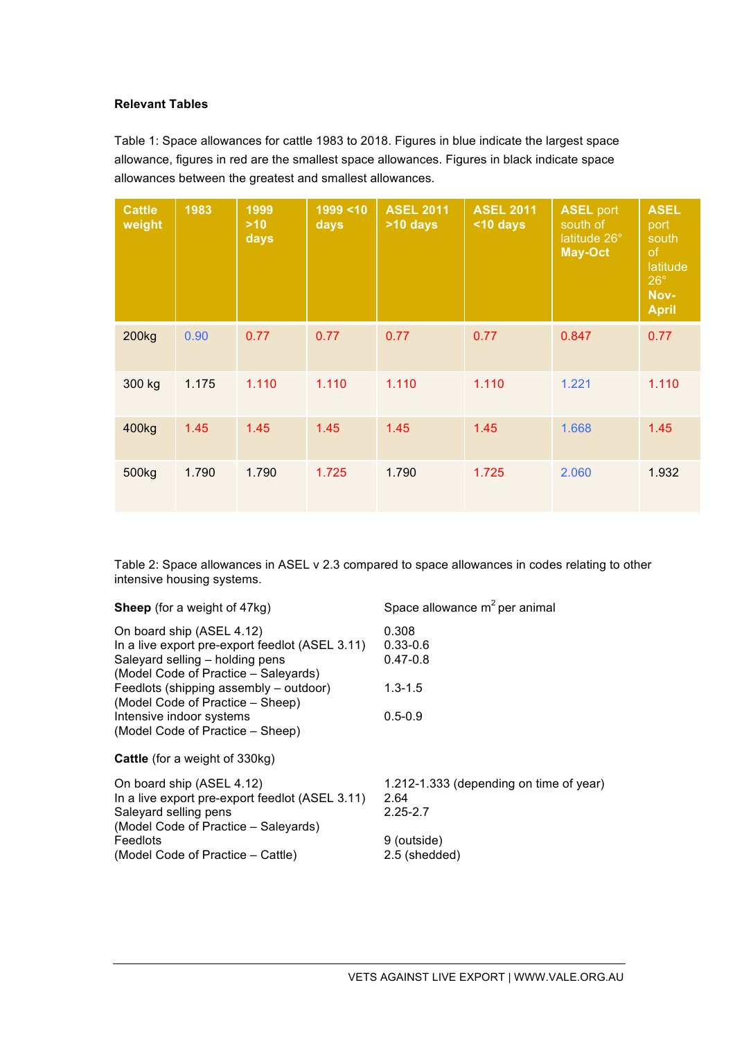**Relevant Tables**

Table 1: Space allowances for cattle 1983 to 2018. Figures in blue indicate the largest space allowance, figures in red are the smallest space allowances. Figures in black indicate space allowances between the greatest and smallest allowances.

| Cattle weight | 1983 | 1999 >10 days | 1999 <10 days | ASEL 2011 >10 days | ASEL 2011 <10 days | ASEL port south of latitude 26° May-Oct | ASEL port south of latitude 26° Nov-April |
|---|---|---|---|---|---|---|---|
| 200kg | 0.90 | 0.77 | 0.77 | 0.77 | 0.77 | 0.847 | 0.77 |
| 300 kg | 1.175 | 1.110 | 1.110 | 1.110 | 1.110 | 1.221 | 1.110 |
| 400kg | 1.45 | 1.45 | 1.45 | 1.45 | 1.45 | 1.668 | 1.45 |
| 500kg | 1.790 | 1.790 | 1.725 | 1.790 | 1.725 | 2.060 | 1.932 |

Table 2: Space allowances in ASEL v 2.3 compared to space allowances in codes relating to other intensive housing systems.

| | |
|---|---|
| **Sheep** (for a weight of 47kg) | Space allowance $m^2$ per animal |
| On board ship (ASEL 4.12) | 0.308 |
| In a live export pre-export feedlot (ASEL 3.11) | 0.33-0.6 |
| Saleyard selling – holding pens (Model Code of Practice – Saleyards) | 0.47-0.8 |
| Feedlots (shipping assembly – outdoor) (Model Code of Practice – Sheep) | 1.3-1.5 |
| Intensive indoor systems (Model Code of Practice – Sheep) | 0.5-0.9 |
| **Cattle** (for a weight of 330kg) | |
| On board ship (ASEL 4.12) | 1.212-1.333 (depending on time of year) |
| In a live export pre-export feedlot (ASEL 3.11) | 2.64 |
| Saleyard selling pens (Model Code of Practice – Saleyards) | 2.25-2.7 |
| Feedlots (Model Code of Practice – Cattle) | 9 (outside) 2.5 (shedded) |